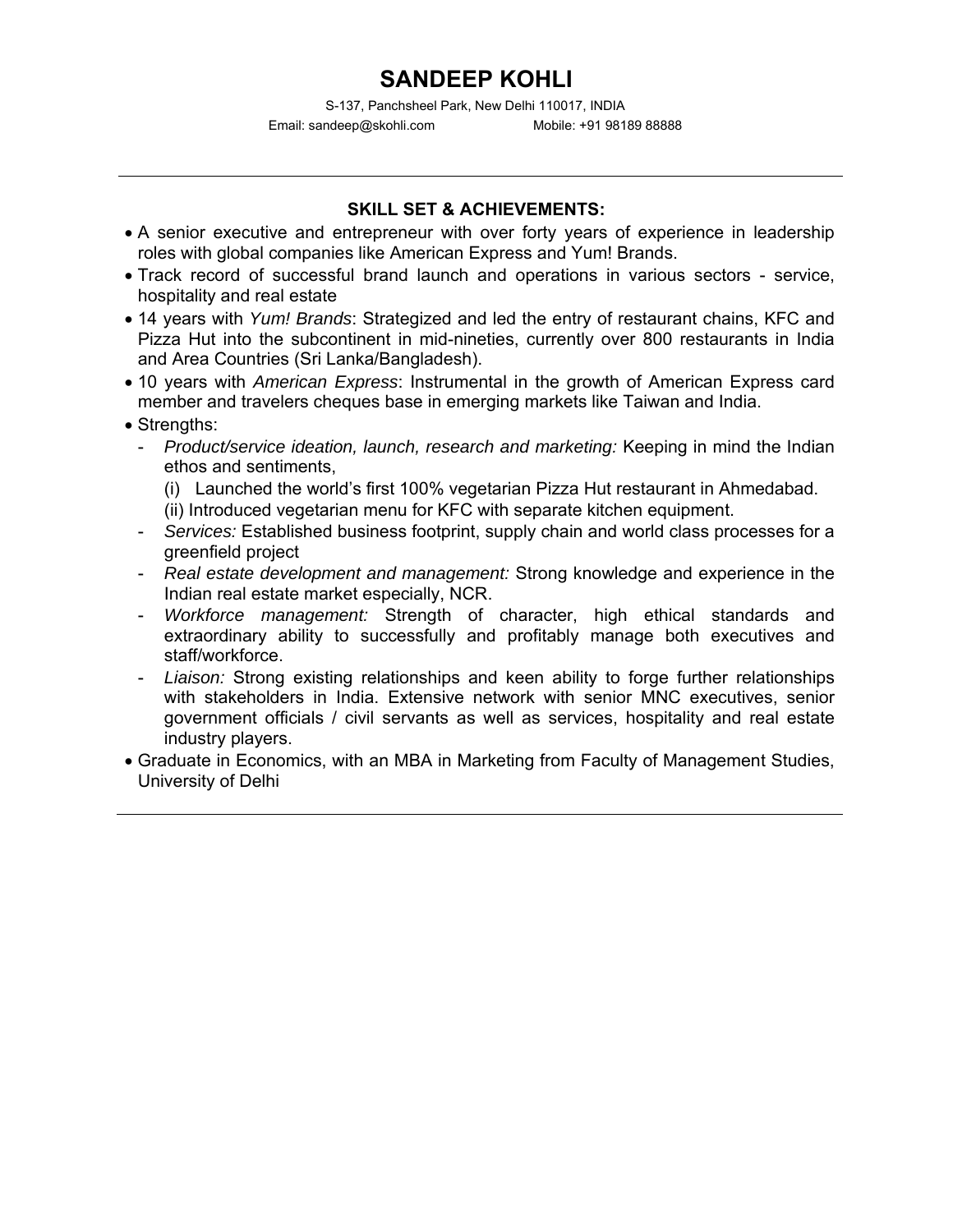# SANDEEP KOHLI

S-137, Panchsheel Park, New Delhi 110017, INDIA

Email: sandeep@skohli.com Mobile: +91 98189 88888

---

## SKILL SET & ACHIEVEMENTS:

- A senior executive and entrepreneur with over forty years of experience in leadership roles with global companies like American Express and Yum! Brands.
- Track record of successful brand launch and operations in various sectors - service, hospitality and real estate
- 14 years with *Yum! Brands*: Strategized and led the entry of restaurant chains, KFC and Pizza Hut into the subcontinent in mid-nineties, currently over 800 restaurants in India and Area Countries (Sri Lanka/Bangladesh).
- 10 years with *American Express*: Instrumental in the growth of American Express card member and travelers cheques base in emerging markets like Taiwan and India.
- Strengths:
  - *Product/service ideation, launch, research and marketing:* Keeping in mind the Indian ethos and sentiments,
    (i) Launched the world's first 100% vegetarian Pizza Hut restaurant in Ahmedabad.
    (ii) Introduced vegetarian menu for KFC with separate kitchen equipment.
  - *Services:* Established business footprint, supply chain and world class processes for a greenfield project
  - *Real estate development and management:* Strong knowledge and experience in the Indian real estate market especially, NCR.
  - *Workforce management:* Strength of character, high ethical standards and extraordinary ability to successfully and profitably manage both executives and staff/workforce.
  - *Liaison:* Strong existing relationships and keen ability to forge further relationships with stakeholders in India. Extensive network with senior MNC executives, senior government officials / civil servants as well as services, hospitality and real estate industry players.
- Graduate in Economics, with an MBA in Marketing from Faculty of Management Studies, University of Delhi

---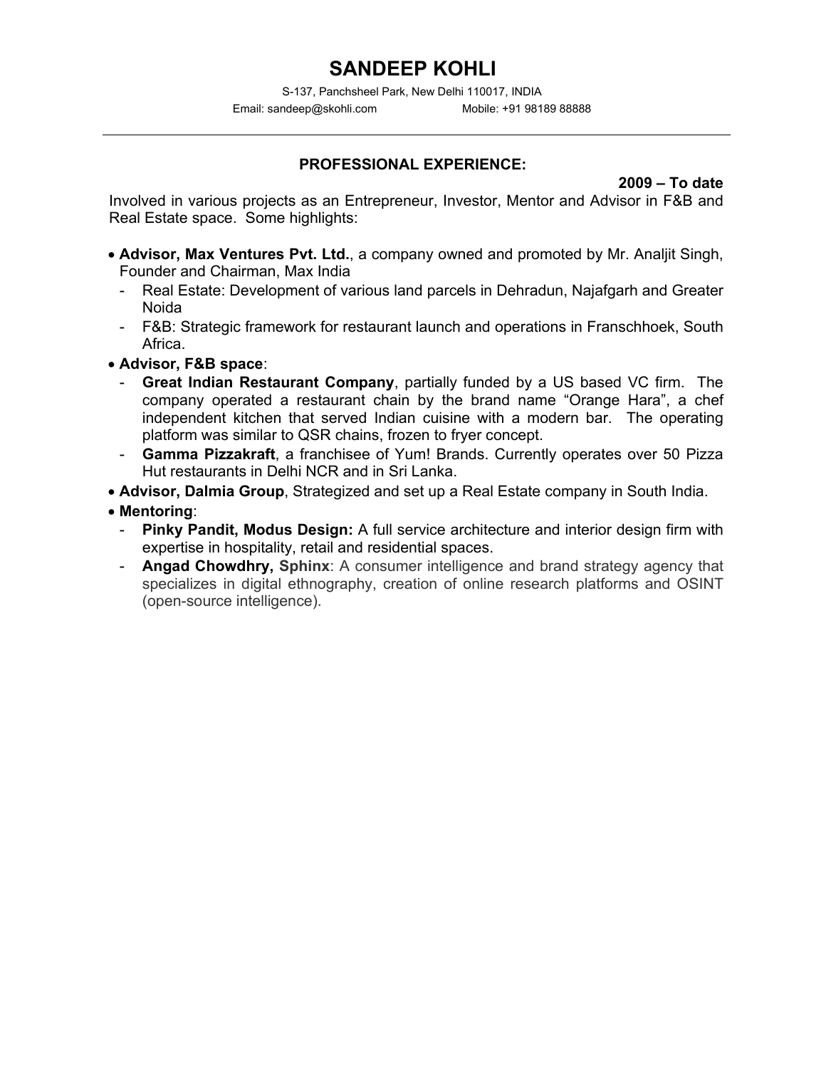# SANDEEP KOHLI

S-137, Panchsheel Park, New Delhi 110017, INDIA

Email: sandeep@skohli.com Mobile: +91 98189 88888

---

## PROFESSIONAL EXPERIENCE:

**2009 – To date**

Involved in various projects as an Entrepreneur, Investor, Mentor and Advisor in F&B and Real Estate space. Some highlights:

- **Advisor, Max Ventures Pvt. Ltd.**, a company owned and promoted by Mr. Analjit Singh, Founder and Chairman, Max India
  - Real Estate: Development of various land parcels in Dehradun, Najafgarh and Greater Noida
  - F&B: Strategic framework for restaurant launch and operations in Franschhoek, South Africa.
- **Advisor, F&B space**:
  - **Great Indian Restaurant Company**, partially funded by a US based VC firm. The company operated a restaurant chain by the brand name "Orange Hara", a chef independent kitchen that served Indian cuisine with a modern bar. The operating platform was similar to QSR chains, frozen to fryer concept.
  - **Gamma Pizzakraft**, a franchisee of Yum! Brands. Currently operates over 50 Pizza Hut restaurants in Delhi NCR and in Sri Lanka.
- **Advisor, Dalmia Group**, Strategized and set up a Real Estate company in South India.
- **Mentoring**:
  - **Pinky Pandit, Modus Design:** A full service architecture and interior design firm with expertise in hospitality, retail and residential spaces.
  - **Angad Chowdhry, Sphinx**: A consumer intelligence and brand strategy agency that specializes in digital ethnography, creation of online research platforms and OSINT (open-source intelligence).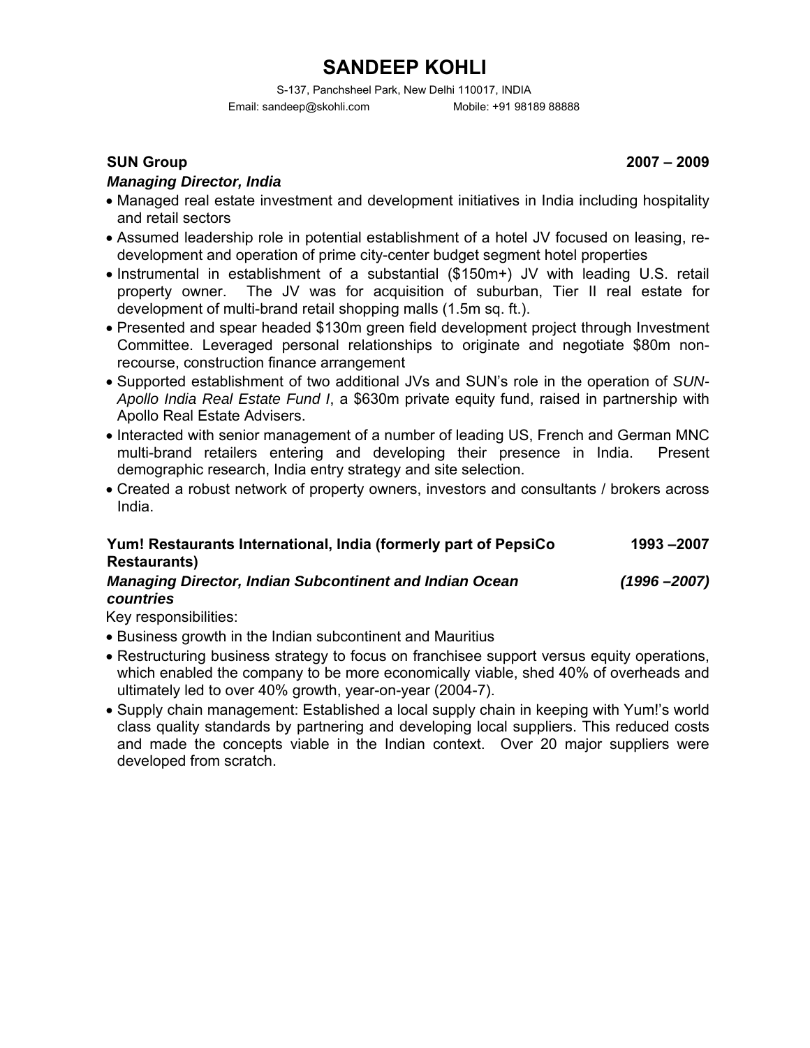# SANDEEP KOHLI

S-137, Panchsheel Park, New Delhi 110017, INDIA

Email: sandeep@skohli.com Mobile: +91 98189 88888

**SUN Group** **2007 – 2009**

***Managing Director, India***

- Managed real estate investment and development initiatives in India including hospitality and retail sectors
- Assumed leadership role in potential establishment of a hotel JV focused on leasing, re-development and operation of prime city-center budget segment hotel properties
- Instrumental in establishment of a substantial ($150m+) JV with leading U.S. retail property owner. The JV was for acquisition of suburban, Tier II real estate for development of multi-brand retail shopping malls (1.5m sq. ft.).
- Presented and spear headed $130m green field development project through Investment Committee. Leveraged personal relationships to originate and negotiate $80m non-recourse, construction finance arrangement
- Supported establishment of two additional JVs and SUN's role in the operation of *SUN-Apollo India Real Estate Fund I*, a $630m private equity fund, raised in partnership with Apollo Real Estate Advisers.
- Interacted with senior management of a number of leading US, French and German MNC multi-brand retailers entering and developing their presence in India. Present demographic research, India entry strategy and site selection.
- Created a robust network of property owners, investors and consultants / brokers across India.

**Yum! Restaurants International, India (formerly part of PepsiCo Restaurants)** **1993 –2007**

***Managing Director, Indian Subcontinent and Indian Ocean countries*** ***(1996 –2007)***

Key responsibilities:

- Business growth in the Indian subcontinent and Mauritius
- Restructuring business strategy to focus on franchisee support versus equity operations, which enabled the company to be more economically viable, shed 40% of overheads and ultimately led to over 40% growth, year-on-year (2004-7).
- Supply chain management: Established a local supply chain in keeping with Yum!'s world class quality standards by partnering and developing local suppliers. This reduced costs and made the concepts viable in the Indian context. Over 20 major suppliers were developed from scratch.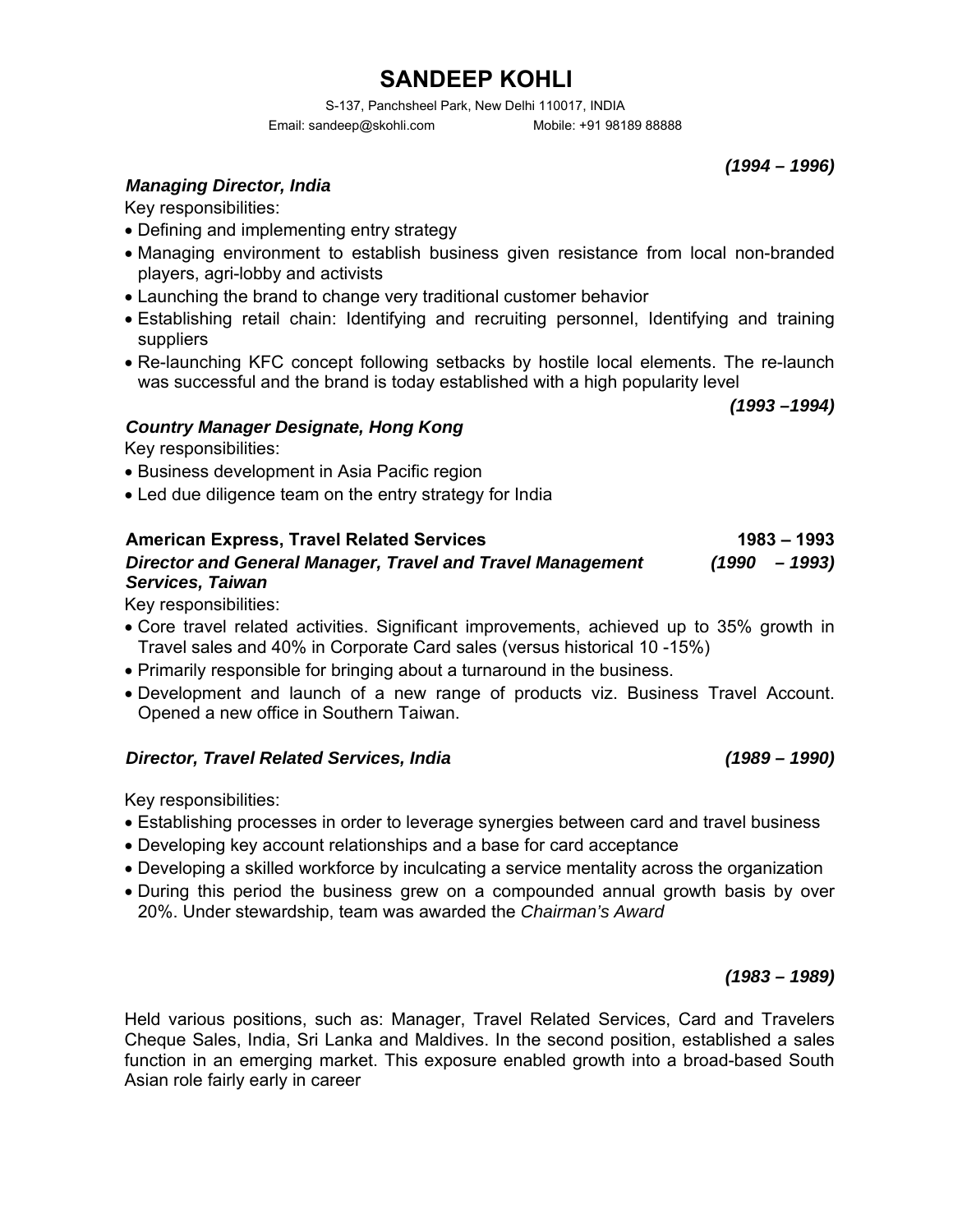# SANDEEP KOHLI

S-137, Panchsheel Park, New Delhi 110017, INDIA

Email: sandeep@skohli.com Mobile: +91 98189 88888

***(1994 – 1996)***

***Managing Director, India***

Key responsibilities:

- Defining and implementing entry strategy
- Managing environment to establish business given resistance from local non-branded players, agri-lobby and activists
- Launching the brand to change very traditional customer behavior
- Establishing retail chain: Identifying and recruiting personnel, Identifying and training suppliers
- Re-launching KFC concept following setbacks by hostile local elements. The re-launch was successful and the brand is today established with a high popularity level

***(1993 –1994)***

***Country Manager Designate, Hong Kong***

Key responsibilities:

- Business development in Asia Pacific region
- Led due diligence team on the entry strategy for India

**American Express, Travel Related Services** **1983 – 1993**

***Director and General Manager, Travel and Travel Management Services, Taiwan*** ***(1990 – 1993)***

Key responsibilities:

- Core travel related activities. Significant improvements, achieved up to 35% growth in Travel sales and 40% in Corporate Card sales (versus historical 10 -15%)
- Primarily responsible for bringing about a turnaround in the business.
- Development and launch of a new range of products viz. Business Travel Account. Opened a new office in Southern Taiwan.

***Director, Travel Related Services, India*** ***(1989 – 1990)***

Key responsibilities:

- Establishing processes in order to leverage synergies between card and travel business
- Developing key account relationships and a base for card acceptance
- Developing a skilled workforce by inculcating a service mentality across the organization
- During this period the business grew on a compounded annual growth basis by over 20%. Under stewardship, team was awarded the *Chairman's Award*

***(1983 – 1989)***

Held various positions, such as: Manager, Travel Related Services, Card and Travelers Cheque Sales, India, Sri Lanka and Maldives. In the second position, established a sales function in an emerging market. This exposure enabled growth into a broad-based South Asian role fairly early in career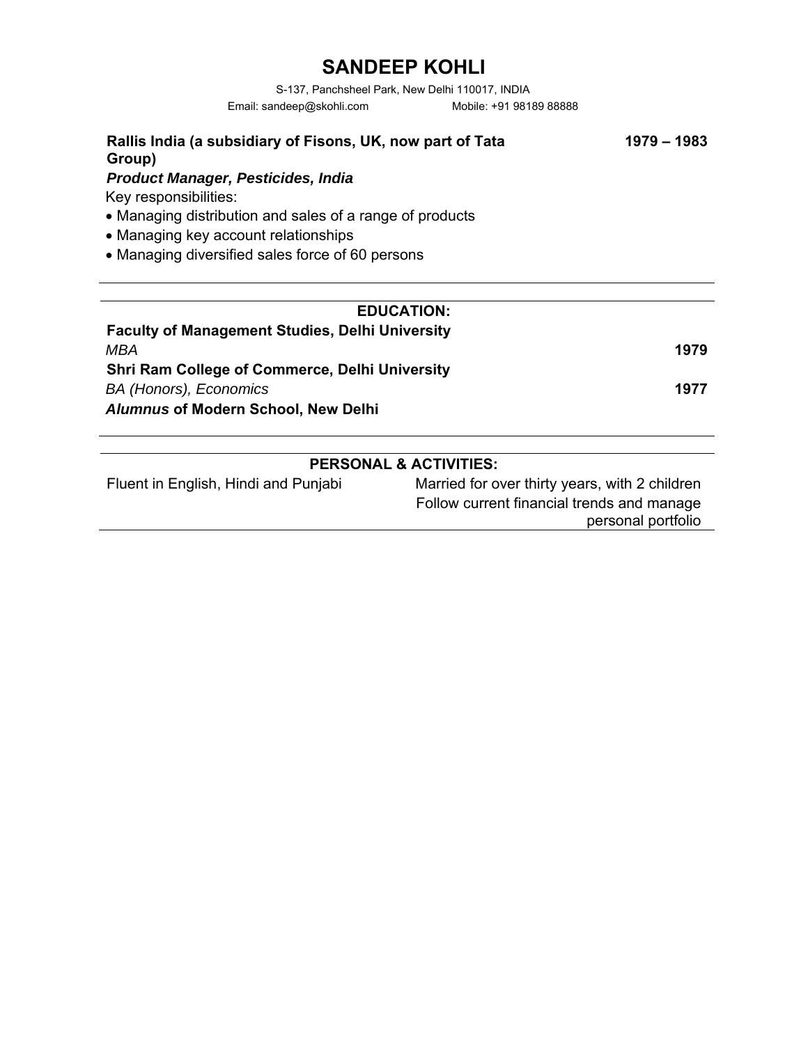# SANDEEP KOHLI

S-137, Panchsheel Park, New Delhi 110017, INDIA
Email: sandeep@skohli.com Mobile: +91 98189 88888

**Rallis India (a subsidiary of Fisons, UK, now part of Tata Group)** **1979 – 1983**

***Product Manager, Pesticides, India***

Key responsibilities:

- Managing distribution and sales of a range of products
- Managing key account relationships
- Managing diversified sales force of 60 persons

---

## EDUCATION:

**Faculty of Management Studies, Delhi University**
*MBA* **1979**

**Shri Ram College of Commerce, Delhi University**
*BA (Honors), Economics* **1977**

***Alumnus* of Modern School, New Delhi**

---

## PERSONAL & ACTIVITIES:

Fluent in English, Hindi and Punjabi

Married for over thirty years, with 2 children

Follow current financial trends and manage personal portfolio